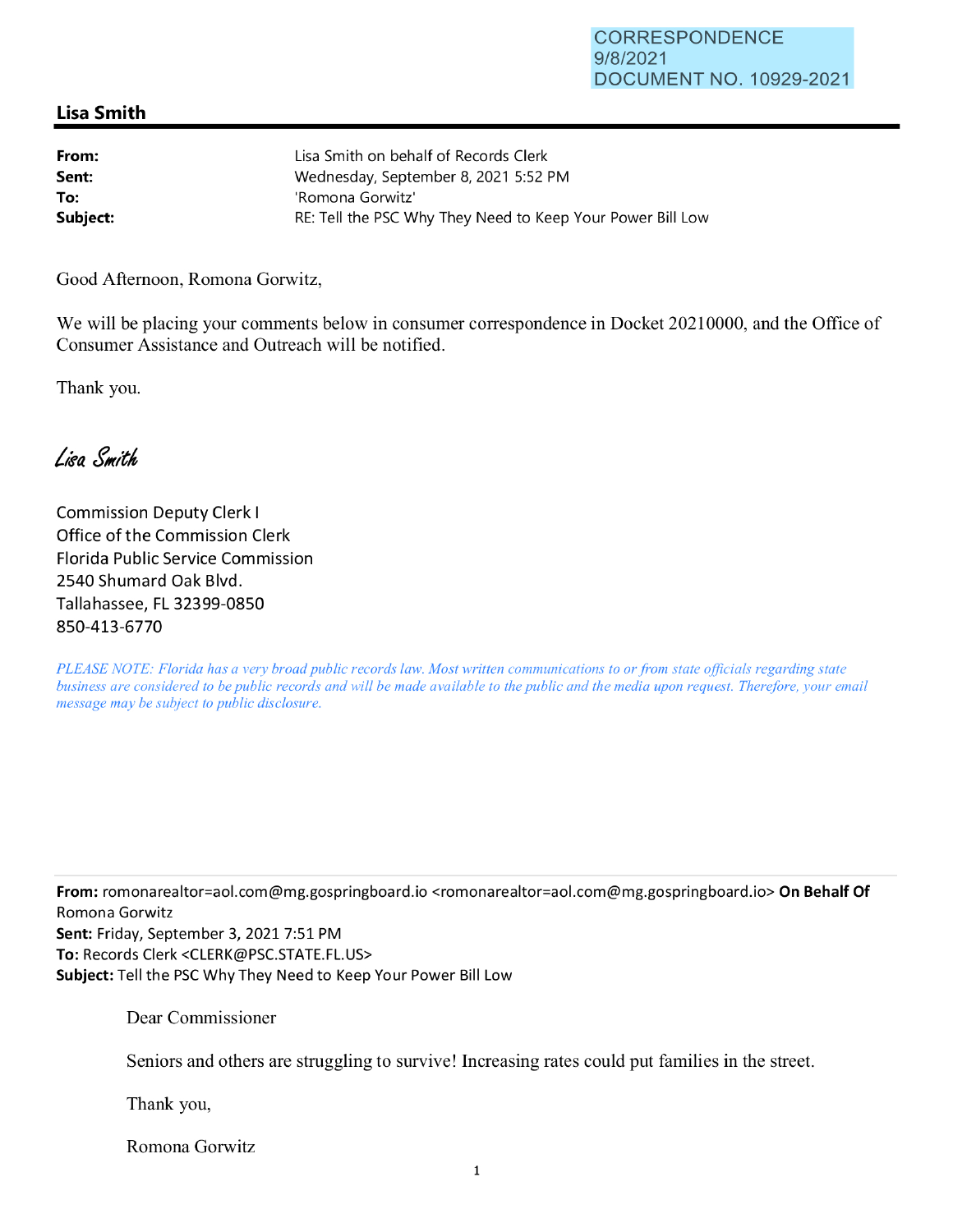CORRESPONDENCE
9/8/2021
DOCUMENT NO. 10929-2021

## Lisa Smith

| | |
|---|---|
| **From:** | Lisa Smith on behalf of Records Clerk |
| **Sent:** | Wednesday, September 8, 2021 5:52 PM |
| **To:** | 'Romona Gorwitz' |
| **Subject:** | RE: Tell the PSC Why They Need to Keep Your Power Bill Low |

Good Afternoon, Romona Gorwitz,

We will be placing your comments below in consumer correspondence in Docket 20210000, and the Office of Consumer Assistance and Outreach will be notified.

Thank you.

*Lisa Smith*

Commission Deputy Clerk I
Office of the Commission Clerk
Florida Public Service Commission
2540 Shumard Oak Blvd.
Tallahassee, FL 32399-0850
850-413-6770

*PLEASE NOTE: Florida has a very broad public records law. Most written communications to or from state officials regarding state business are considered to be public records and will be made available to the public and the media upon request. Therefore, your email message may be subject to public disclosure.*

---

**From:** romonarealtor=aol.com@mg.gospringboard.io <romonarealtor=aol.com@mg.gospringboard.io> **On Behalf Of** Romona Gorwitz
**Sent:** Friday, September 3, 2021 7:51 PM
**To:** Records Clerk <CLERK@PSC.STATE.FL.US>
**Subject:** Tell the PSC Why They Need to Keep Your Power Bill Low

Dear Commissioner

Seniors and others are struggling to survive! Increasing rates could put families in the street.

Thank you,

Romona Gorwitz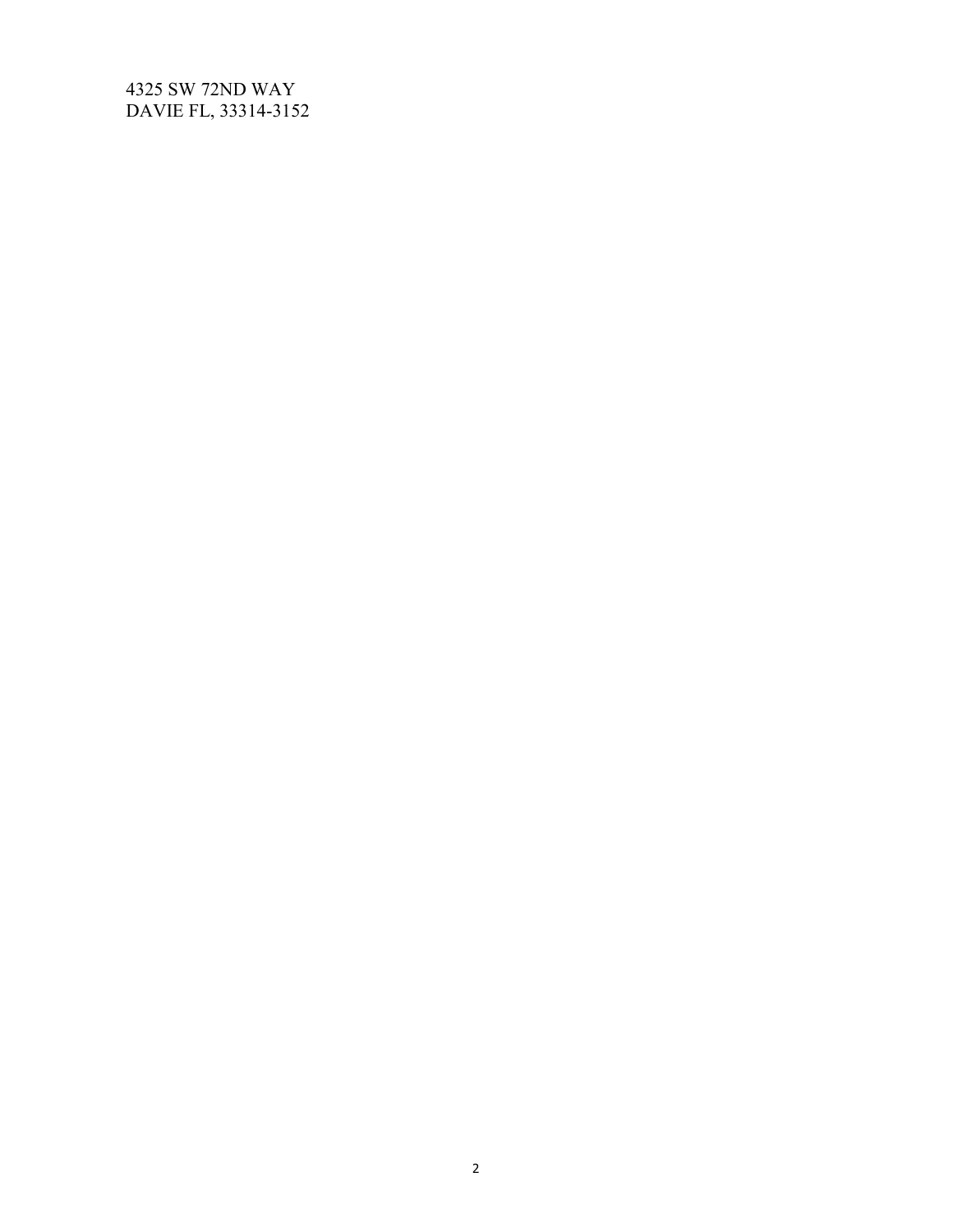4325 SW 72ND WAY
DAVIE FL, 33314-3152